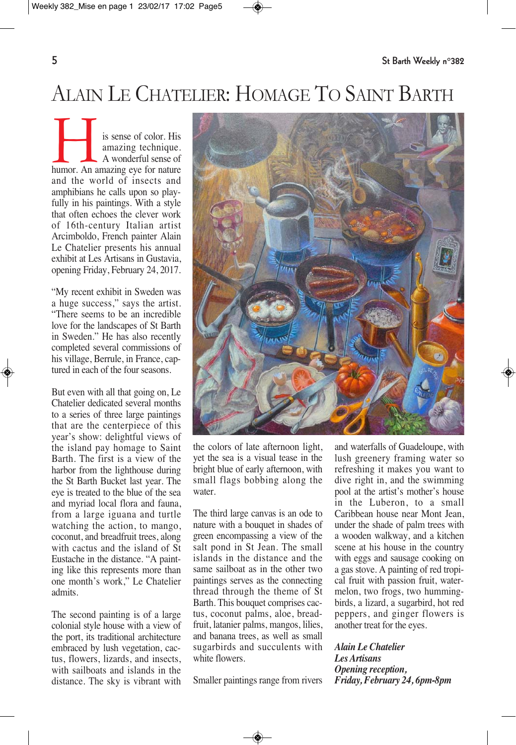# Alain Le Chatelier: Homage To Saint Barth

His sense of color. His amazing technique. A wonderful sense of humor. An amazing eye for nature and the world of insects and amphibians he calls upon so playfully in his paintings. With a style that often echoes the clever work of 16th-century Italian artist Arcimboldo, French painter Alain Le Chatelier presents his annual exhibit at Les Artisans in Gustavia, opening Friday, February 24, 2017.

"My recent exhibit in Sweden was a huge success," says the artist. "There seems to be an incredible love for the landscapes of St Barth in Sweden." He has also recently completed several commissions of his village, Berrule, in France, captured in each of the four seasons.

But even with all that going on, Le Chatelier dedicated several months to a series of three large paintings that are the centerpiece of this year's show: delightful views of the island pay homage to Saint Barth. The first is a view of the harbor from the lighthouse during the St Barth Bucket last year. The eye is treated to the blue of the sea and myriad local flora and fauna, from a large iguana and turtle watching the action, to mango, coconut, and breadfruit trees, along with cactus and the island of St Eustache in the distance. "A painting like this represents more than one month's work," Le Chatelier admits.

The second painting is of a large colonial style house with a view of the port, its traditional architecture embraced by lush vegetation, cactus, flowers, lizards, and insects, with sailboats and islands in the distance. The sky is vibrant with the colors of late afternoon light, yet the sea is a visual tease in the bright blue of early afternoon, with small flags bobbing along the water.

The third large canvas is an ode to nature with a bouquet in shades of green encompassing a view of the salt pond in St Jean. The small islands in the distance and the same sailboat as in the other two paintings serves as the connecting thread through the theme of St Barth. This bouquet comprises cactus, coconut palms, aloe, breadfruit, latanier palms, mangos, lilies, and banana trees, as well as small sugarbirds and succulents with white flowers.

Smaller paintings range from rivers and waterfalls of Guadeloupe, with lush greenery framing water so refreshing it makes you want to dive right in, and the swimming pool at the artist's mother's house in the Luberon, to a small Caribbean house near Mont Jean, under the shade of palm trees with a wooden walkway, and a kitchen scene at his house in the country with eggs and sausage cooking on a gas stove. A painting of red tropical fruit with passion fruit, watermelon, two frogs, two hummingbirds, a lizard, a sugarbird, hot red peppers, and ginger flowers is another treat for the eyes.

***Alain Le Chatelier***
***Les Artisans***
***Opening reception,***
***Friday, February 24, 6pm-8pm***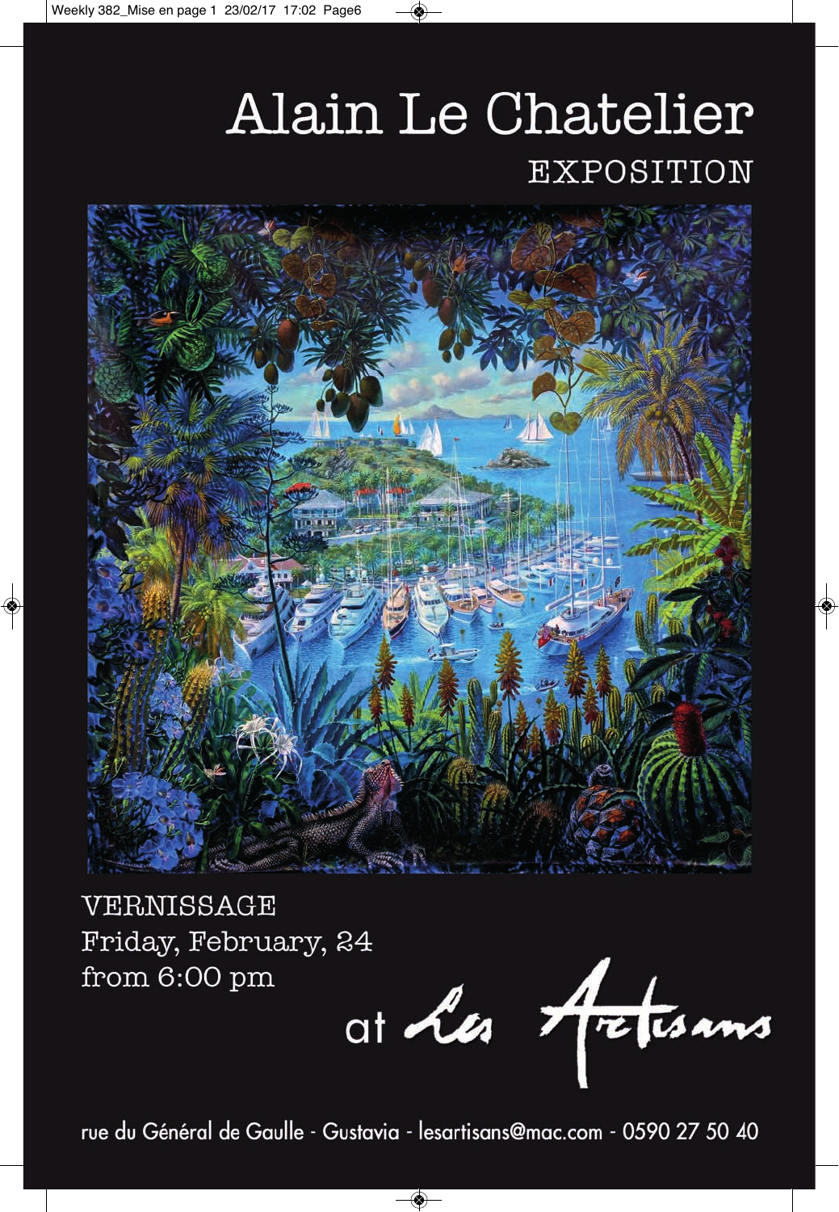# Alain Le Chatelier

## EXPOSITION

VERNISSAGE
Friday, February, 24
from 6:00 pm

at Les Artisans

rue du Général de Gaulle - Gustavia - lesartisans@mac.com - 0590 27 50 40